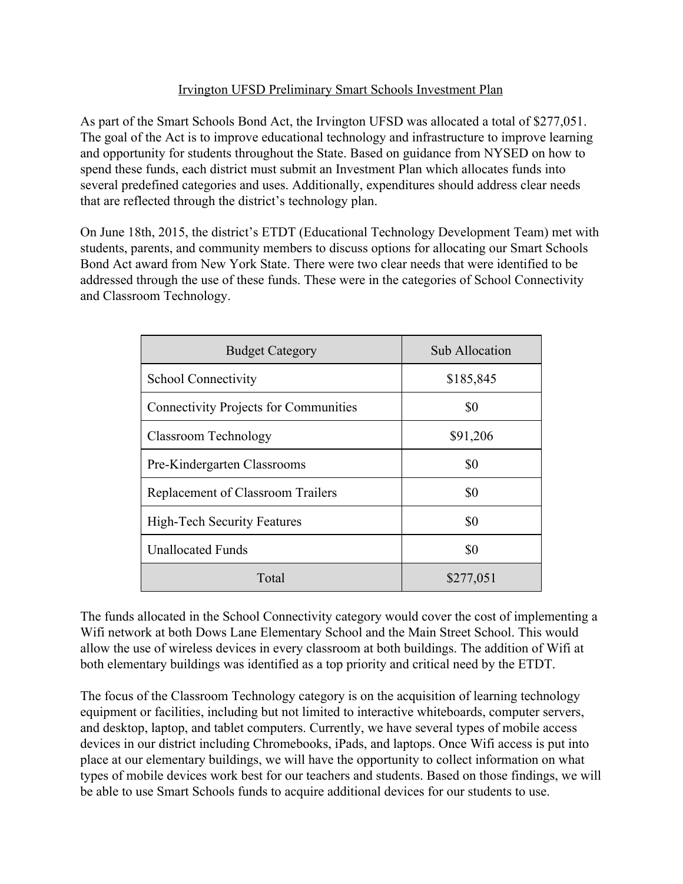# Irvington UFSD Preliminary Smart Schools Investment Plan

As part of the Smart Schools Bond Act, the Irvington UFSD was allocated a total of $277,051. The goal of the Act is to improve educational technology and infrastructure to improve learning and opportunity for students throughout the State. Based on guidance from NYSED on how to spend these funds, each district must submit an Investment Plan which allocates funds into several predefined categories and uses. Additionally, expenditures should address clear needs that are reflected through the district's technology plan.

On June 18th, 2015, the district's ETDT (Educational Technology Development Team) met with students, parents, and community members to discuss options for allocating our Smart Schools Bond Act award from New York State. There were two clear needs that were identified to be addressed through the use of these funds. These were in the categories of School Connectivity and Classroom Technology.

| Budget Category | Sub Allocation |
|---|---|
| School Connectivity | $185,845 |
| Connectivity Projects for Communities | $0 |
| Classroom Technology | $91,206 |
| Pre-Kindergarten Classrooms | $0 |
| Replacement of Classroom Trailers | $0 |
| High-Tech Security Features | $0 |
| Unallocated Funds | $0 |
| Total | $277,051 |

The funds allocated in the School Connectivity category would cover the cost of implementing a Wifi network at both Dows Lane Elementary School and the Main Street School. This would allow the use of wireless devices in every classroom at both buildings. The addition of Wifi at both elementary buildings was identified as a top priority and critical need by the ETDT.

The focus of the Classroom Technology category is on the acquisition of learning technology equipment or facilities, including but not limited to interactive whiteboards, computer servers, and desktop, laptop, and tablet computers. Currently, we have several types of mobile access devices in our district including Chromebooks, iPads, and laptops. Once Wifi access is put into place at our elementary buildings, we will have the opportunity to collect information on what types of mobile devices work best for our teachers and students. Based on those findings, we will be able to use Smart Schools funds to acquire additional devices for our students to use.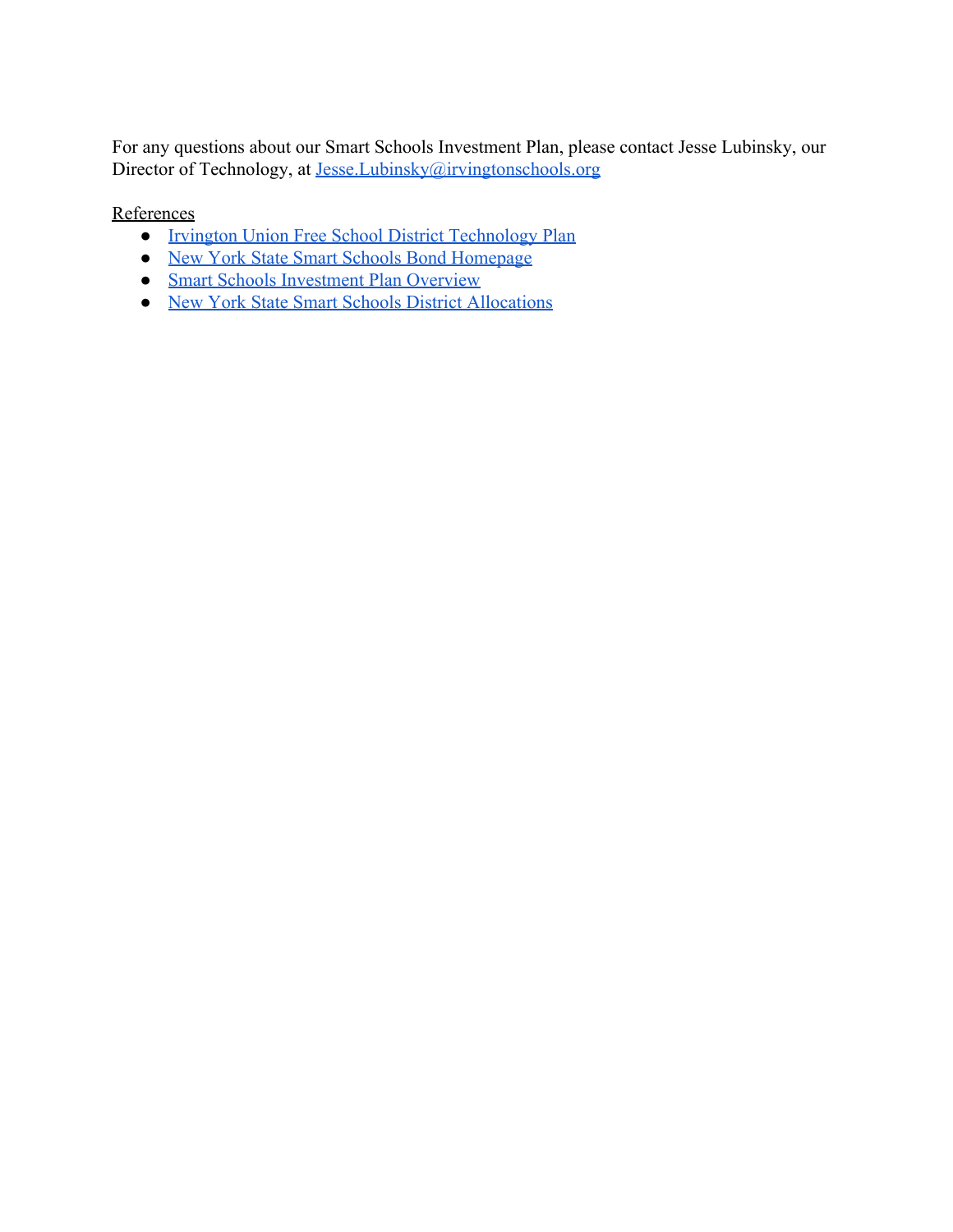For any questions about our Smart Schools Investment Plan, please contact Jesse Lubinsky, our Director of Technology, at Jesse.Lubinsky@irvingtonschools.org

References

- Irvington Union Free School District Technology Plan
- New York State Smart Schools Bond Homepage
- Smart Schools Investment Plan Overview
- New York State Smart Schools District Allocations